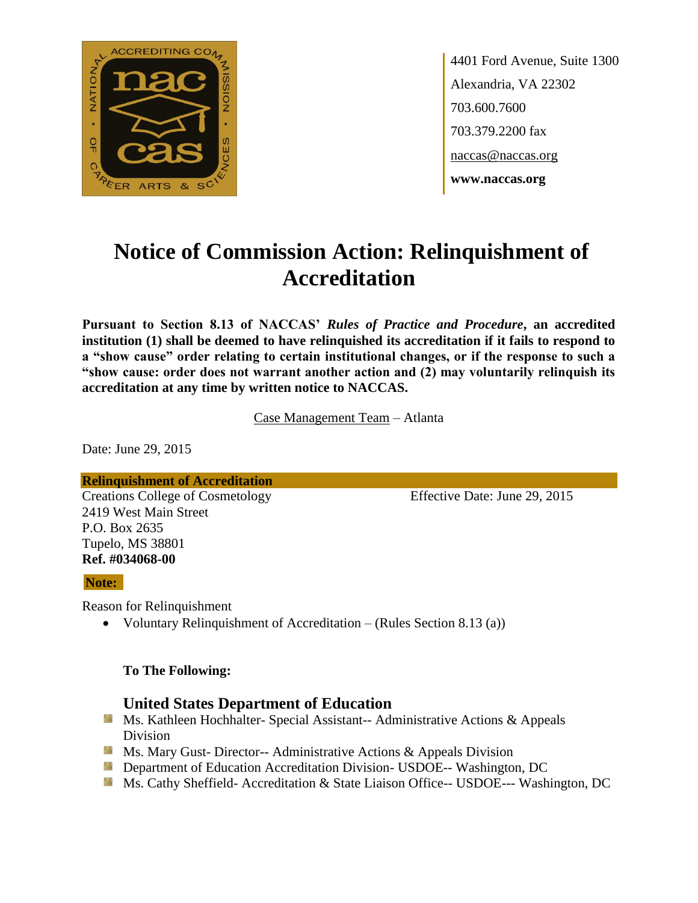4401 Ford Avenue, Suite 1300
Alexandria, VA 22302
703.600.7600
703.379.2200 fax
naccas@naccas.org
**www.naccas.org**

# Notice of Commission Action: Relinquishment of Accreditation

**Pursuant to Section 8.13 of NACCAS' *Rules of Practice and Procedure*, an accredited institution (1) shall be deemed to have relinquished its accreditation if it fails to respond to a "show cause" order relating to certain institutional changes, or if the response to such a "show cause: order does not warrant another action and (2) may voluntarily relinquish its accreditation at any time by written notice to NACCAS.**

Case Management Team – Atlanta

Date: June 29, 2015

**Relinquishment of Accreditation**

Creations College of Cosmetology
2419 West Main Street
P.O. Box 2635
Tupelo, MS 38801
**Ref. #034068-00**

Effective Date: June 29, 2015

**Note:**

Reason for Relinquishment

- Voluntary Relinquishment of Accreditation – (Rules Section 8.13 (a))

**To The Following:**

### United States Department of Education

- Ms. Kathleen Hochhalter- Special Assistant-- Administrative Actions & Appeals Division
- Ms. Mary Gust- Director-- Administrative Actions & Appeals Division
- Department of Education Accreditation Division- USDOE-- Washington, DC
- Ms. Cathy Sheffield- Accreditation & State Liaison Office-- USDOE--- Washington, DC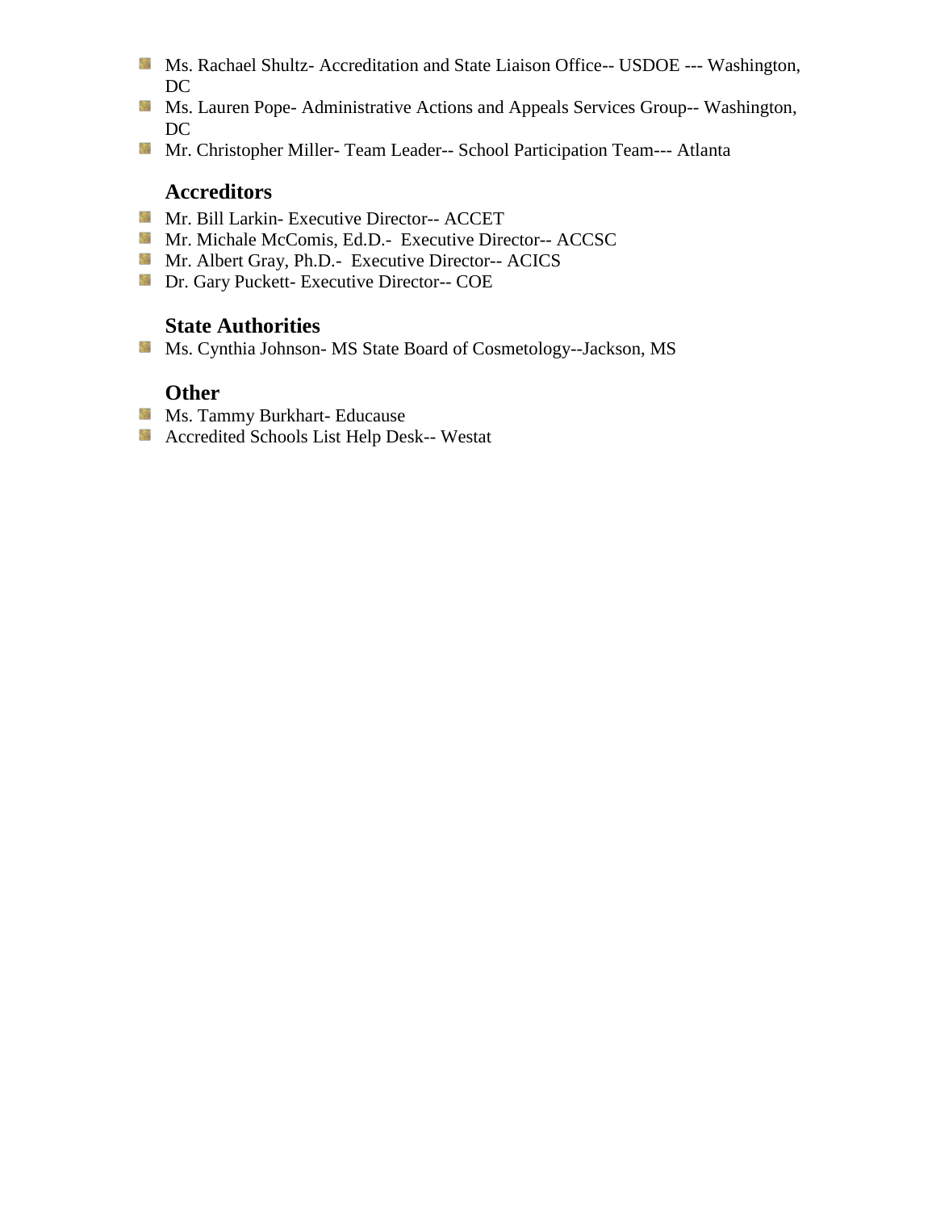- Ms. Rachael Shultz- Accreditation and State Liaison Office-- USDOE --- Washington, DC
- Ms. Lauren Pope- Administrative Actions and Appeals Services Group-- Washington, DC
- Mr. Christopher Miller- Team Leader-- School Participation Team--- Atlanta

### Accreditors

- Mr. Bill Larkin- Executive Director-- ACCET
- Mr. Michale McComis, Ed.D.- Executive Director-- ACCSC
- Mr. Albert Gray, Ph.D.- Executive Director-- ACICS
- Dr. Gary Puckett- Executive Director-- COE

### State Authorities

- Ms. Cynthia Johnson- MS State Board of Cosmetology--Jackson, MS

### Other

- Ms. Tammy Burkhart- Educause
- Accredited Schools List Help Desk-- Westat